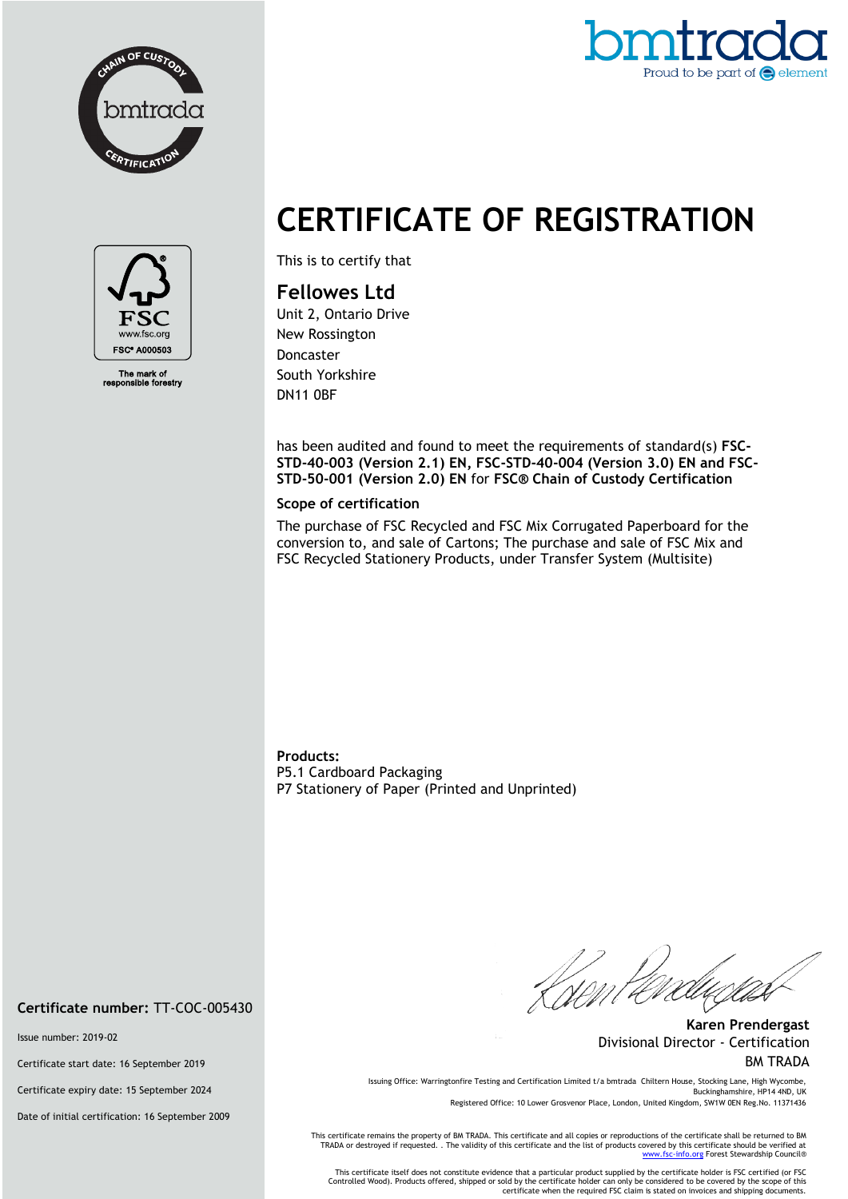# CERTIFICATE OF REGISTRATION

This is to certify that

## Fellowes Ltd

Unit 2, Ontario Drive
New Rossington
Doncaster
South Yorkshire
DN11 0BF

has been audited and found to meet the requirements of standard(s) **FSC-STD-40-003 (Version 2.1) EN, FSC-STD-40-004 (Version 3.0) EN and FSC-STD-50-001 (Version 2.0) EN** for **FSC® Chain of Custody Certification**

**Scope of certification**

The purchase of FSC Recycled and FSC Mix Corrugated Paperboard for the conversion to, and sale of Cartons; The purchase and sale of FSC Mix and FSC Recycled Stationery Products, under Transfer System (Multisite)

**Products:**
P5.1 Cardboard Packaging
P7 Stationery of Paper (Printed and Unprinted)

FSC® A000503
The mark of responsible forestry

**Certificate number:** TT-COC-005430

Issue number: 2019-02

Certificate start date: 16 September 2019

Certificate expiry date: 15 September 2024

Date of initial certification: 16 September 2009

**Karen Prendergast**
Divisional Director - Certification
BM TRADA

Issuing Office: Warringtonfire Testing and Certification Limited t/a bmtrada Chiltern House, Stocking Lane, High Wycombe, Buckinghamshire, HP14 4ND, UK
Registered Office: 10 Lower Grosvenor Place, London, United Kingdom, SW1W 0EN Reg.No. 11371436

This certificate remains the property of BM TRADA. This certificate and all copies or reproductions of the certificate shall be returned to BM TRADA or destroyed if requested. . The validity of this certificate and the list of products covered by this certificate should be verified at www.fsc-info.org Forest Stewardship Council®

This certificate itself does not constitute evidence that a particular product supplied by the certificate holder is FSC certified (or FSC Controlled Wood). Products offered, shipped or sold by the certificate holder can only be considered to be covered by the scope of this certificate when the required FSC claim is stated on invoices and shipping documents.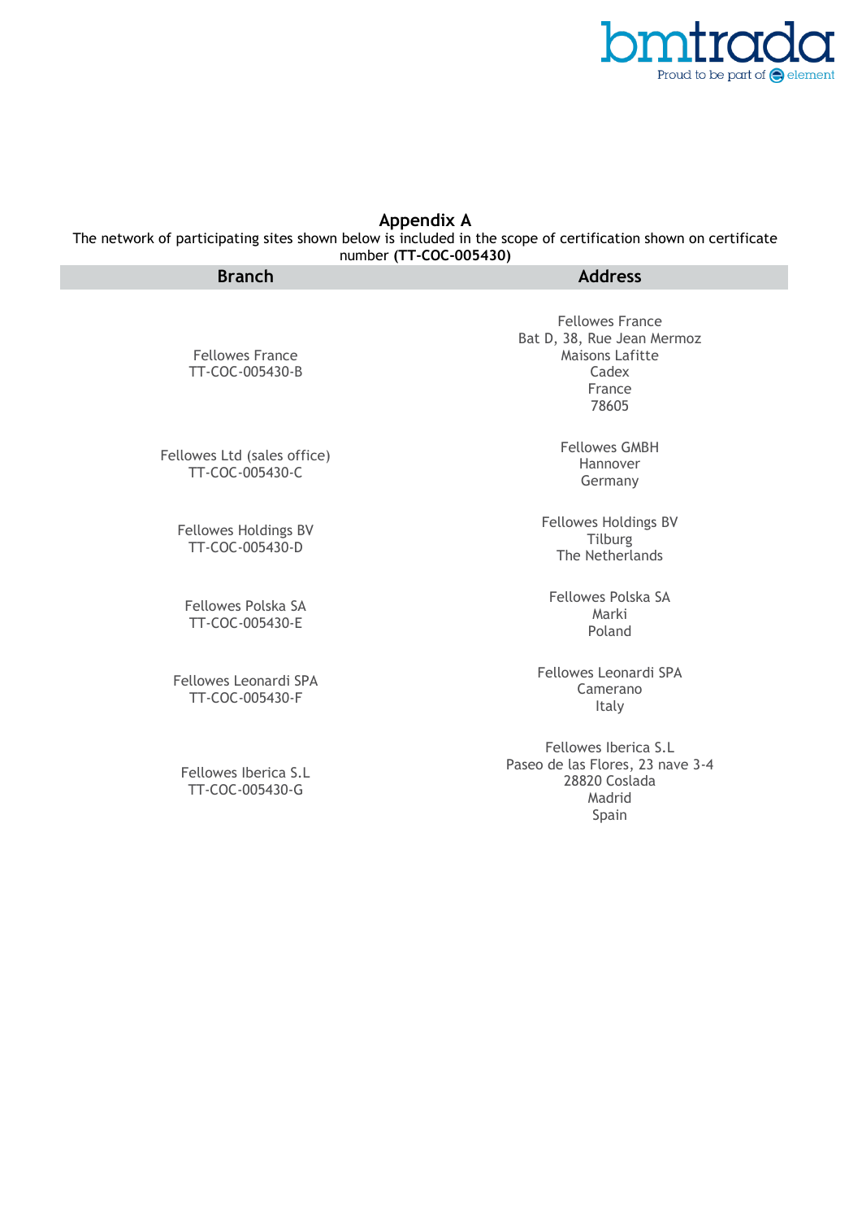## Appendix A

The network of participating sites shown below is included in the scope of certification shown on certificate number **(TT-COC-005430)**

| Branch | Address |
|---|---|
| Fellowes France<br>TT-COC-005430-B | Fellowes France<br>Bat D, 38, Rue Jean Mermoz<br>Maisons Lafitte<br>Cadex<br>France<br>78605 |
| Fellowes Ltd (sales office)<br>TT-COC-005430-C | Fellowes GMBH<br>Hannover<br>Germany |
| Fellowes Holdings BV<br>TT-COC-005430-D | Fellowes Holdings BV<br>Tilburg<br>The Netherlands |
| Fellowes Polska SA<br>TT-COC-005430-E | Fellowes Polska SA<br>Marki<br>Poland |
| Fellowes Leonardi SPA<br>TT-COC-005430-F | Fellowes Leonardi SPA<br>Camerano<br>Italy |
| Fellowes Iberica S.L<br>TT-COC-005430-G | Fellowes Iberica S.L<br>Paseo de las Flores, 23 nave 3-4<br>28820 Coslada<br>Madrid<br>Spain |